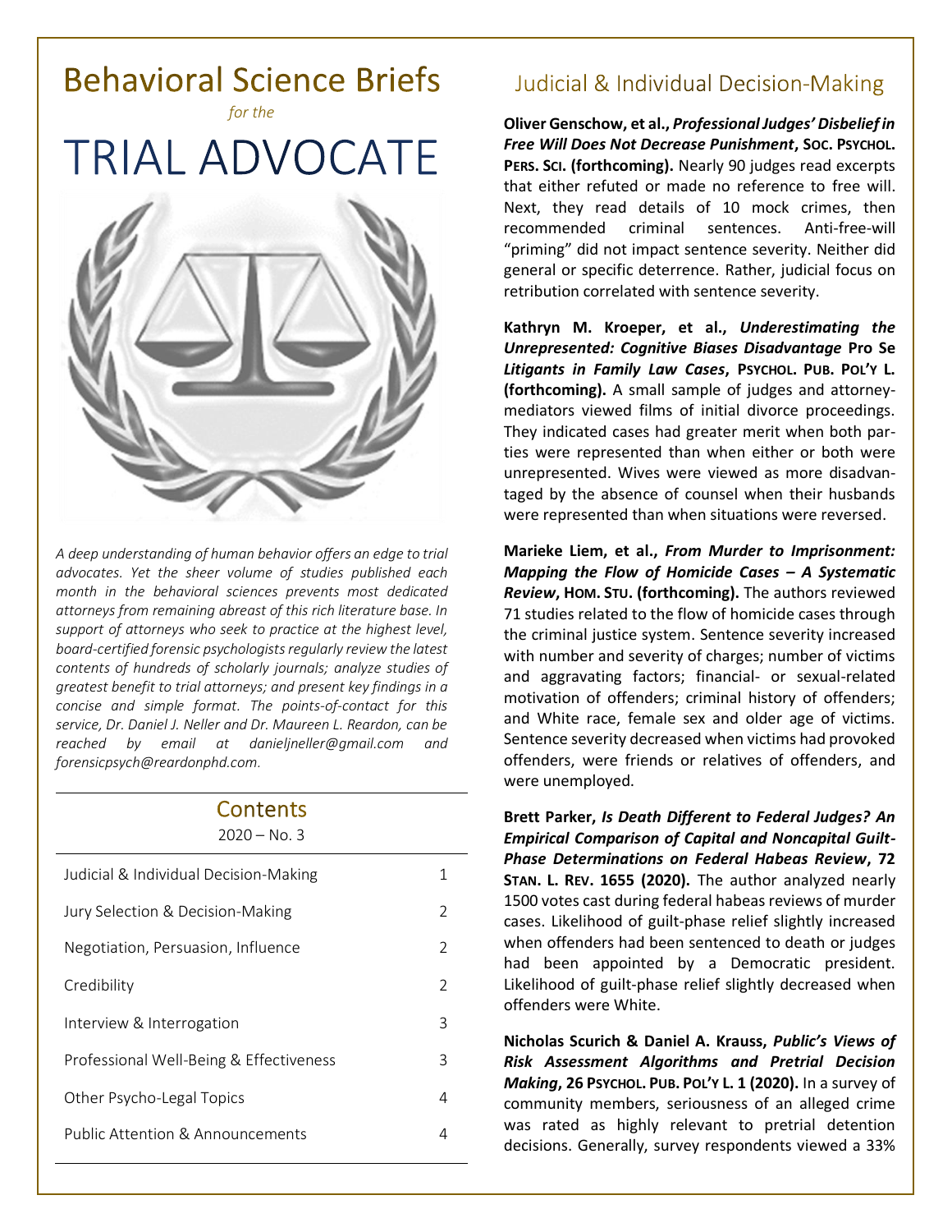# Behavioral Science Briefs

*for the*

# TRIAL ADVOCATE

*A deep understanding of human behavior offers an edge to trial advocates. Yet the sheer volume of studies published each month in the behavioral sciences prevents most dedicated attorneys from remaining abreast of this rich literature base. In support of attorneys who seek to practice at the highest level, board-certified forensic psychologists regularly review the latest contents of hundreds of scholarly journals; analyze studies of greatest benefit to trial attorneys; and present key findings in a concise and simple format. The points-of-contact for this service, Dr. Daniel J. Neller and Dr. Maureen L. Reardon, can be reached by email at technical contact danieljneller@gmail.com and forensicpsych@reardonphd.com.*

## Contents

2020 – No. 3

| | |
|---|---|
| Judicial & Individual Decision-Making | 1 |
| Jury Selection & Decision-Making | 2 |
| Negotiation, Persuasion, Influence | 2 |
| Credibility | 2 |
| Interview & Interrogation | 3 |
| Professional Well-Being & Effectiveness | 3 |
| Other Psycho-Legal Topics | 4 |
| Public Attention & Announcements | 4 |

## Judicial & Individual Decision-Making

**Oliver Genschow, et al., *Professional Judges' Disbelief in Free Will Does Not Decrease Punishment*, SOC. PSYCHOL. PERS. SCI. (forthcoming).** Nearly 90 judges read excerpts that either refuted or made no reference to free will. Next, they read details of 10 mock crimes, then recommended criminal sentences. Anti-free-will "priming" did not impact sentence severity. Neither did general or specific deterrence. Rather, judicial focus on retribution correlated with sentence severity.

**Kathryn M. Kroeper, et al., *Underestimating the Unrepresented: Cognitive Biases Disadvantage* Pro Se *Litigants in Family Law Cases*, PSYCHOL. PUB. POL'Y L. (forthcoming).** A small sample of judges and attorney-mediators viewed films of initial divorce proceedings. They indicated cases had greater merit when both parties were represented than when either or both were unrepresented. Wives were viewed as more disadvantaged by the absence of counsel when their husbands were represented than when situations were reversed.

**Marieke Liem, et al., *From Murder to Imprisonment: Mapping the Flow of Homicide Cases – A Systematic Review*, HOM. STU. (forthcoming).** The authors reviewed 71 studies related to the flow of homicide cases through the criminal justice system. Sentence severity increased with number and severity of charges; number of victims and aggravating factors; financial- or sexual-related motivation of offenders; criminal history of offenders; and White race, female sex and older age of victims. Sentence severity decreased when victims had provoked offenders, were friends or relatives of offenders, and were unemployed.

**Brett Parker, *Is Death Different to Federal Judges? An Empirical Comparison of Capital and Noncapital Guilt-Phase Determinations on Federal Habeas Review*, 72 STAN. L. REV. 1655 (2020).** The author analyzed nearly 1500 votes cast during federal habeas reviews of murder cases. Likelihood of guilt-phase relief slightly increased when offenders had been sentenced to death or judges had been appointed by a Democratic president. Likelihood of guilt-phase relief slightly decreased when offenders were White.

**Nicholas Scurich & Daniel A. Krauss, *Public's Views of Risk Assessment Algorithms and Pretrial Decision Making*, 26 PSYCHOL. PUB. POL'Y L. 1 (2020).** In a survey of community members, seriousness of an alleged crime was rated as highly relevant to pretrial detention decisions. Generally, survey respondents viewed a 33%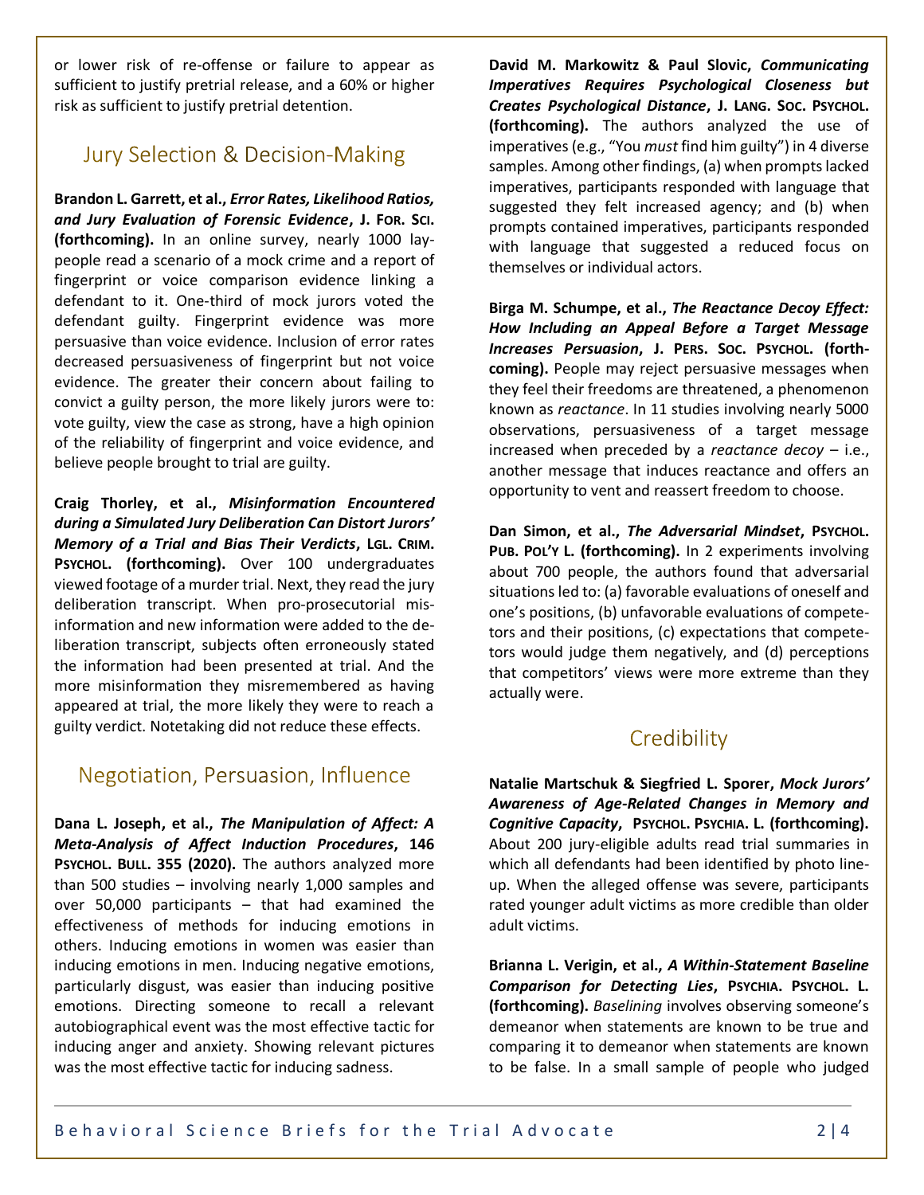or lower risk of re-offense or failure to appear as sufficient to justify pretrial release, and a 60% or higher risk as sufficient to justify pretrial detention.

## Jury Selection & Decision-Making

**Brandon L. Garrett, et al., *Error Rates, Likelihood Ratios, and Jury Evaluation of Forensic Evidence*, J. For. Sci. (forthcoming).** In an online survey, nearly 1000 lay-people read a scenario of a mock crime and a report of fingerprint or voice comparison evidence linking a defendant to it. One-third of mock jurors voted the defendant guilty. Fingerprint evidence was more persuasive than voice evidence. Inclusion of error rates decreased persuasiveness of fingerprint but not voice evidence. The greater their concern about failing to convict a guilty person, the more likely jurors were to: vote guilty, view the case as strong, have a high opinion of the reliability of fingerprint and voice evidence, and believe people brought to trial are guilty.

**Craig Thorley, et al., *Misinformation Encountered during a Simulated Jury Deliberation Can Distort Jurors' Memory of a Trial and Bias Their Verdicts*, Lgl. Crim. Psychol. (forthcoming).** Over 100 undergraduates viewed footage of a murder trial. Next, they read the jury deliberation transcript. When pro-prosecutorial misinformation and new information were added to the deliberation transcript, subjects often erroneously stated the information had been presented at trial. And the more misinformation they misremembered as having appeared at trial, the more likely they were to reach a guilty verdict. Notetaking did not reduce these effects.

## Negotiation, Persuasion, Influence

**Dana L. Joseph, et al., *The Manipulation of Affect: A Meta-Analysis of Affect Induction Procedures*, 146 Psychol. Bull. 355 (2020).** The authors analyzed more than 500 studies – involving nearly 1,000 samples and over 50,000 participants – that had examined the effectiveness of methods for inducing emotions in others. Inducing emotions in women was easier than inducing emotions in men. Inducing negative emotions, particularly disgust, was easier than inducing positive emotions. Directing someone to recall a relevant autobiographical event was the most effective tactic for inducing anger and anxiety. Showing relevant pictures was the most effective tactic for inducing sadness.

**David M. Markowitz & Paul Slovic, *Communicating Imperatives Requires Psychological Closeness but Creates Psychological Distance*, J. Lang. Soc. Psychol. (forthcoming).** The authors analyzed the use of imperatives (e.g., "You *must* find him guilty") in 4 diverse samples. Among other findings, (a) when prompts lacked imperatives, participants responded with language that suggested they felt increased agency; and (b) when prompts contained imperatives, participants responded with language that suggested a reduced focus on themselves or individual actors.

**Birga M. Schumpe, et al., *The Reactance Decoy Effect: How Including an Appeal Before a Target Message Increases Persuasion*, J. Pers. Soc. Psychol. (forthcoming).** People may reject persuasive messages when they feel their freedoms are threatened, a phenomenon known as *reactance*. In 11 studies involving nearly 5000 observations, persuasiveness of a target message increased when preceded by a *reactance decoy* – i.e., another message that induces reactance and offers an opportunity to vent and reassert freedom to choose.

**Dan Simon, et al., *The Adversarial Mindset*, Psychol. Pub. Pol'y L. (forthcoming).** In 2 experiments involving about 700 people, the authors found that adversarial situations led to: (a) favorable evaluations of oneself and one's positions, (b) unfavorable evaluations of competetors and their positions, (c) expectations that competetors would judge them negatively, and (d) perceptions that competitors' views were more extreme than they actually were.

## Credibility

**Natalie Martschuk & Siegfried L. Sporer, *Mock Jurors' Awareness of Age-Related Changes in Memory and Cognitive Capacity*, Psychol. Psychia. L. (forthcoming).** About 200 jury-eligible adults read trial summaries in which all defendants had been identified by photo lineup. When the alleged offense was severe, participants rated younger adult victims as more credible than older adult victims.

**Brianna L. Verigin, et al., *A Within-Statement Baseline Comparison for Detecting Lies*, Psychia. Psychol. L. (forthcoming).** *Baselining* involves observing someone's demeanor when statements are known to be true and comparing it to demeanor when statements are known to be false. In a small sample of people who judged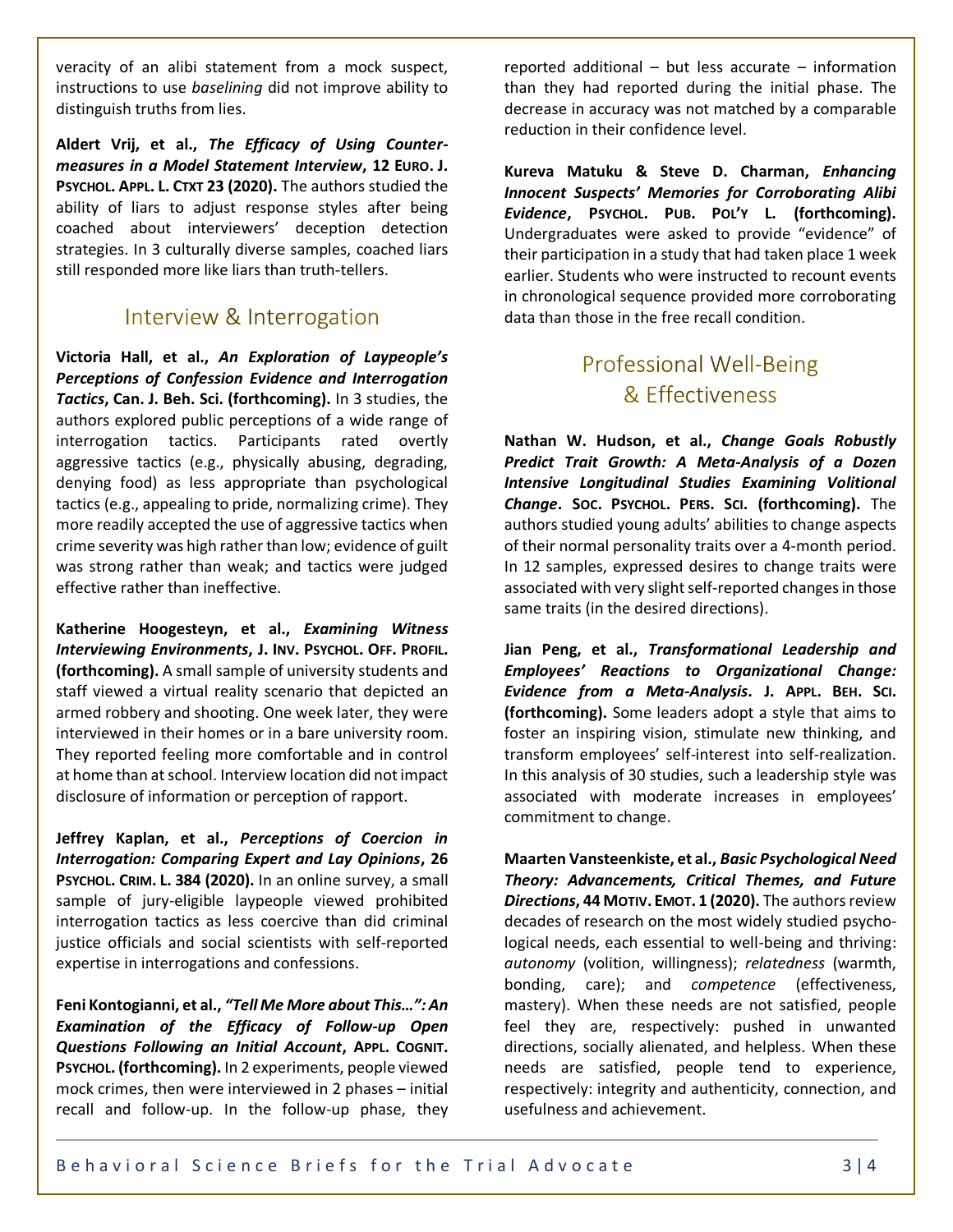veracity of an alibi statement from a mock suspect, instructions to use *baselining* did not improve ability to distinguish truths from lies.

**Aldert Vrij, et al., *The Efficacy of Using Counter-measures in a Model Statement Interview*, 12 Euro. J. Psychol. Appl. L. Ctxt 23 (2020).** The authors studied the ability of liars to adjust response styles after being coached about interviewers' deception detection strategies. In 3 culturally diverse samples, coached liars still responded more like liars than truth-tellers.

## Interview & Interrogation

**Victoria Hall, et al., *An Exploration of Laypeople's Perceptions of Confession Evidence and Interrogation Tactics*, Can. J. Beh. Sci. (forthcoming).** In 3 studies, the authors explored public perceptions of a wide range of interrogation tactics. Participants rated overtly aggressive tactics (e.g., physically abusing, degrading, denying food) as less appropriate than psychological tactics (e.g., appealing to pride, normalizing crime). They more readily accepted the use of aggressive tactics when crime severity was high rather than low; evidence of guilt was strong rather than weak; and tactics were judged effective rather than ineffective.

**Katherine Hoogesteyn, et al., *Examining Witness Interviewing Environments*, J. Inv. Psychol. Off. Profil. (forthcoming).** A small sample of university students and staff viewed a virtual reality scenario that depicted an armed robbery and shooting. One week later, they were interviewed in their homes or in a bare university room. They reported feeling more comfortable and in control at home than at school. Interview location did not impact disclosure of information or perception of rapport.

**Jeffrey Kaplan, et al., *Perceptions of Coercion in Interrogation: Comparing Expert and Lay Opinions*, 26 Psychol. Crim. L. 384 (2020).** In an online survey, a small sample of jury-eligible laypeople viewed prohibited interrogation tactics as less coercive than did criminal justice officials and social scientists with self-reported expertise in interrogations and confessions.

**Feni Kontogianni, et al., *"Tell Me More about This…": An Examination of the Efficacy of Follow-up Open Questions Following an Initial Account*, Appl. Cognit. Psychol. (forthcoming).** In 2 experiments, people viewed mock crimes, then were interviewed in 2 phases – initial recall and follow-up. In the follow-up phase, they reported additional – but less accurate – information than they had reported during the initial phase. The decrease in accuracy was not matched by a comparable reduction in their confidence level.

**Kureva Matuku & Steve D. Charman, *Enhancing Innocent Suspects' Memories for Corroborating Alibi Evidence*, Psychol. Pub. Pol'y L. (forthcoming).** Undergraduates were asked to provide "evidence" of their participation in a study that had taken place 1 week earlier. Students who were instructed to recount events in chronological sequence provided more corroborating data than those in the free recall condition.

## Professional Well-Being & Effectiveness

**Nathan W. Hudson, et al., *Change Goals Robustly Predict Trait Growth: A Meta-Analysis of a Dozen Intensive Longitudinal Studies Examining Volitional Change*. Soc. Psychol. Pers. Sci. (forthcoming).** The authors studied young adults' abilities to change aspects of their normal personality traits over a 4-month period. In 12 samples, expressed desires to change traits were associated with very slight self-reported changes in those same traits (in the desired directions).

**Jian Peng, et al., *Transformational Leadership and Employees' Reactions to Organizational Change: Evidence from a Meta-Analysis*. J. Appl. Beh. Sci. (forthcoming).** Some leaders adopt a style that aims to foster an inspiring vision, stimulate new thinking, and transform employees' self-interest into self-realization. In this analysis of 30 studies, such a leadership style was associated with moderate increases in employees' commitment to change.

**Maarten Vansteenkiste, et al., *Basic Psychological Need Theory: Advancements, Critical Themes, and Future Directions*, 44 Motiv. Emot. 1 (2020).** The authors review decades of research on the most widely studied psychological needs, each essential to well-being and thriving: *autonomy* (volition, willingness); *relatedness* (warmth, bonding, care); and *competence* (effectiveness, mastery). When these needs are not satisfied, people feel they are, respectively: pushed in unwanted directions, socially alienated, and helpless. When these needs are satisfied, people tend to experience, respectively: integrity and authenticity, connection, and usefulness and achievement.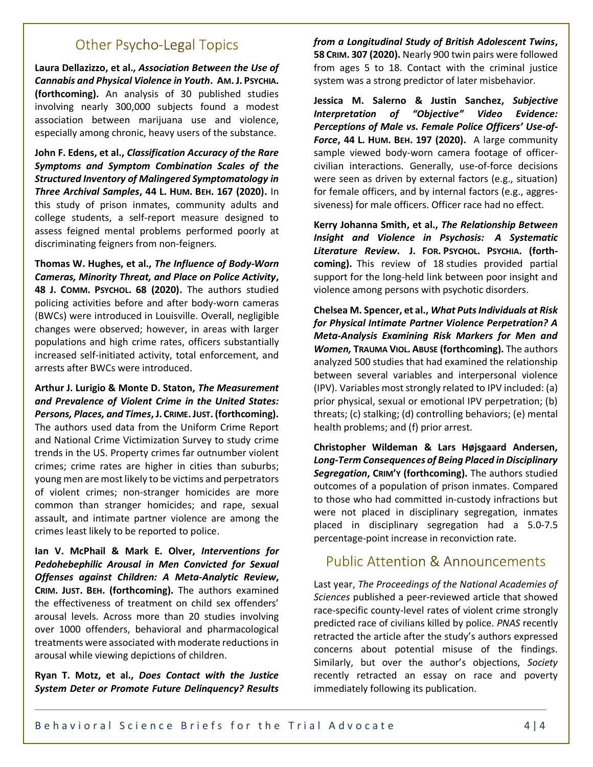## Other Psycho-Legal Topics

**Laura Dellazizzo, et al., *Association Between the Use of Cannabis and Physical Violence in Youth*. AM. J. PSYCHIA. (forthcoming).** An analysis of 30 published studies involving nearly 300,000 subjects found a modest association between marijuana use and violence, especially among chronic, heavy users of the substance.

**John F. Edens, et al., *Classification Accuracy of the Rare Symptoms and Symptom Combination Scales of the Structured Inventory of Malingered Symptomatology in Three Archival Samples*, 44 L. HUM. BEH. 167 (2020).** In this study of prison inmates, community adults and college students, a self-report measure designed to assess feigned mental problems performed poorly at discriminating feigners from non-feigners.

**Thomas W. Hughes, et al., *The Influence of Body-Worn Cameras, Minority Threat, and Place on Police Activity*, 48 J. COMM. PSYCHOL. 68 (2020).** The authors studied policing activities before and after body-worn cameras (BWCs) were introduced in Louisville. Overall, negligible changes were observed; however, in areas with larger populations and high crime rates, officers substantially increased self-initiated activity, total enforcement, and arrests after BWCs were introduced.

**Arthur J. Lurigio & Monte D. Staton, *The Measurement and Prevalence of Violent Crime in the United States: Persons, Places, and Times*, J. CRIME. JUST. (forthcoming).** The authors used data from the Uniform Crime Report and National Crime Victimization Survey to study crime trends in the US. Property crimes far outnumber violent crimes; crime rates are higher in cities than suburbs; young men are most likely to be victims and perpetrators of violent crimes; non-stranger homicides are more common than stranger homicides; and rape, sexual assault, and intimate partner violence are among the crimes least likely to be reported to police.

**Ian V. McPhail & Mark E. Olver, *Interventions for Pedohebephilic Arousal in Men Convicted for Sexual Offenses against Children: A Meta-Analytic Review*, CRIM. JUST. BEH. (forthcoming).** The authors examined the effectiveness of treatment on child sex offenders' arousal levels. Across more than 20 studies involving over 1000 offenders, behavioral and pharmacological treatments were associated with moderate reductions in arousal while viewing depictions of children.

**Ryan T. Motz, et al., *Does Contact with the Justice System Deter or Promote Future Delinquency? Results from a Longitudinal Study of British Adolescent Twins*, 58 CRIM. 307 (2020).** Nearly 900 twin pairs were followed from ages 5 to 18. Contact with the criminal justice system was a strong predictor of later misbehavior.

**Jessica M. Salerno & Justin Sanchez, *Subjective Interpretation of "Objective" Video Evidence: Perceptions of Male vs. Female Police Officers' Use-of-Force*, 44 L. HUM. BEH. 197 (2020).** A large community sample viewed body-worn camera footage of officer-civilian interactions. Generally, use-of-force decisions were seen as driven by external factors (e.g., situation) for female officers, and by internal factors (e.g., aggressiveness) for male officers. Officer race had no effect.

**Kerry Johanna Smith, et al., *The Relationship Between Insight and Violence in Psychosis: A Systematic Literature Review*. J. FOR. PSYCHOL. PSYCHIA. (forthcoming).** This review of 18 studies provided partial support for the long-held link between poor insight and violence among persons with psychotic disorders.

**Chelsea M. Spencer, et al., *What Puts Individuals at Risk for Physical Intimate Partner Violence Perpetration? A Meta-Analysis Examining Risk Markers for Men and Women,* TRAUMA VIOL. ABUSE (forthcoming).** The authors analyzed 500 studies that had examined the relationship between several variables and interpersonal violence (IPV). Variables most strongly related to IPV included: (a) prior physical, sexual or emotional IPV perpetration; (b) threats; (c) stalking; (d) controlling behaviors; (e) mental health problems; and (f) prior arrest.

**Christopher Wildeman & Lars Højsgaard Andersen, *Long-Term Consequences of Being Placed in Disciplinary Segregation*, CRIM'Y (forthcoming).** The authors studied outcomes of a population of prison inmates. Compared to those who had committed in-custody infractions but were not placed in disciplinary segregation, inmates placed in disciplinary segregation had a 5.0-7.5 percentage-point increase in reconviction rate.

## Public Attention & Announcements

Last year, *The Proceedings of the National Academies of Sciences* published a peer-reviewed article that showed race-specific county-level rates of violent crime strongly predicted race of civilians killed by police. *PNAS* recently retracted the article after the study's authors expressed concerns about potential misuse of the findings. Similarly, but over the author's objections, *Society* recently retracted an essay on race and poverty immediately following its publication.